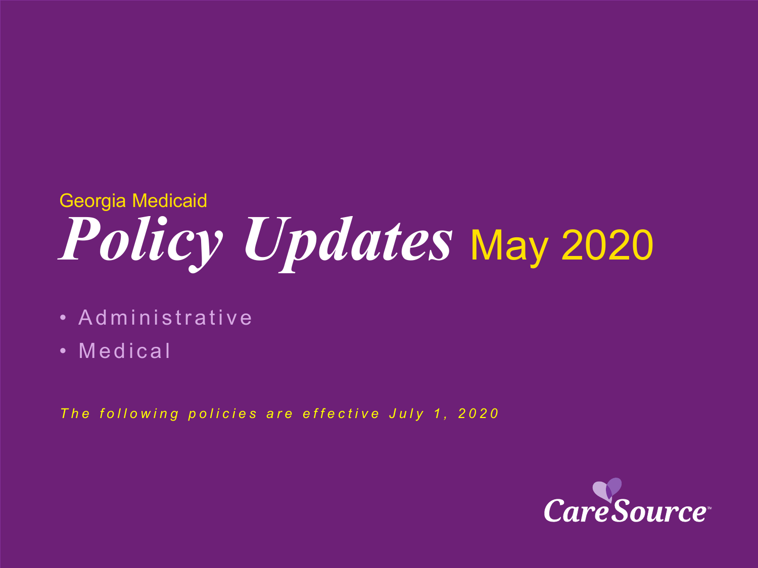Georgia Medicaid

# *Policy Updates* May 2020

- Administrative
- Medical

*The following policies are effective July 1, 2020*

CareSource™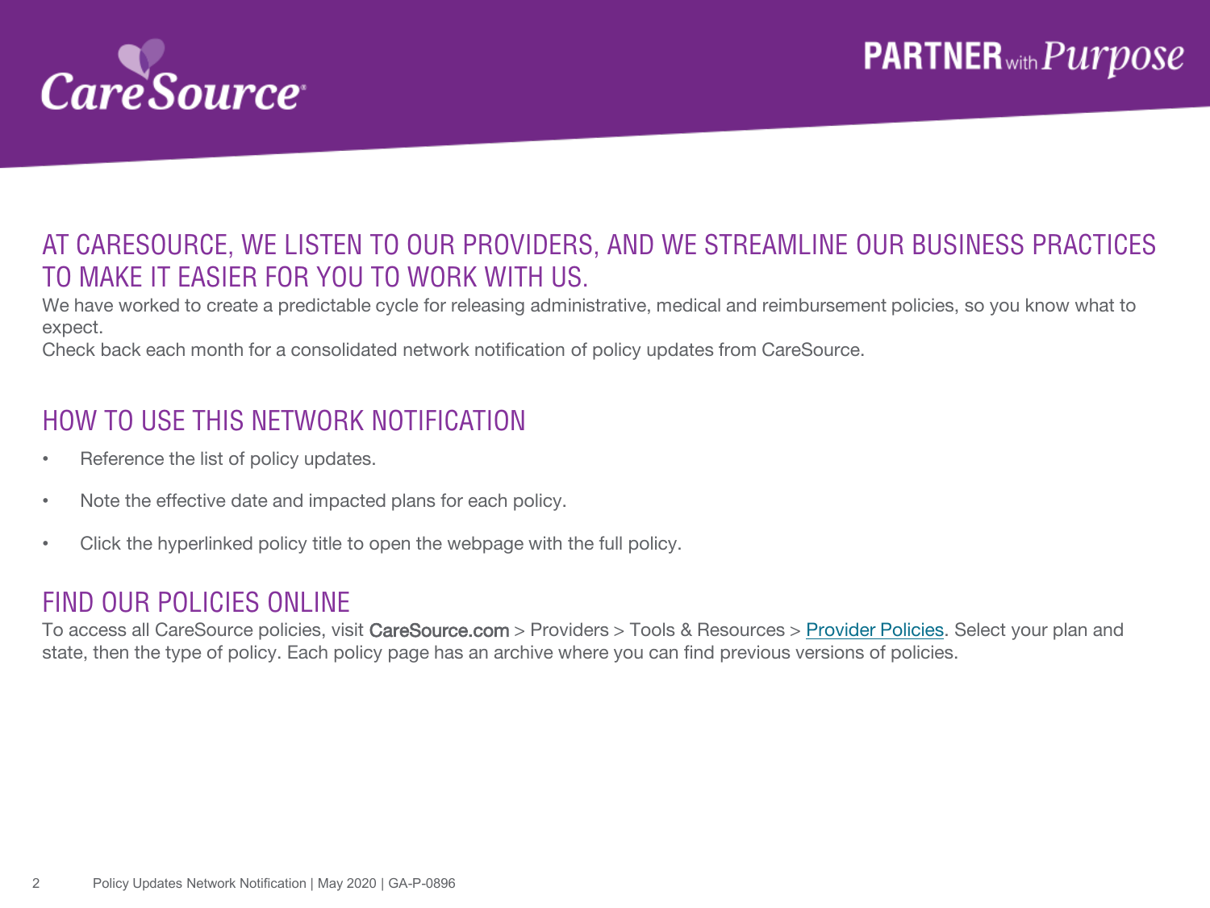## AT CARESOURCE, WE LISTEN TO OUR PROVIDERS, AND WE STREAMLINE OUR BUSINESS PRACTICES TO MAKE IT EASIER FOR YOU TO WORK WITH US.

We have worked to create a predictable cycle for releasing administrative, medical and reimbursement policies, so you know what to expect.

Check back each month for a consolidated network notification of policy updates from CareSource.

## HOW TO USE THIS NETWORK NOTIFICATION

- Reference the list of policy updates.
- Note the effective date and impacted plans for each policy.
- Click the hyperlinked policy title to open the webpage with the full policy.

## FIND OUR POLICIES ONLINE

To access all CareSource policies, visit CareSource.com > Providers > Tools & Resources > Provider Policies. Select your plan and state, then the type of policy. Each policy page has an archive where you can find previous versions of policies.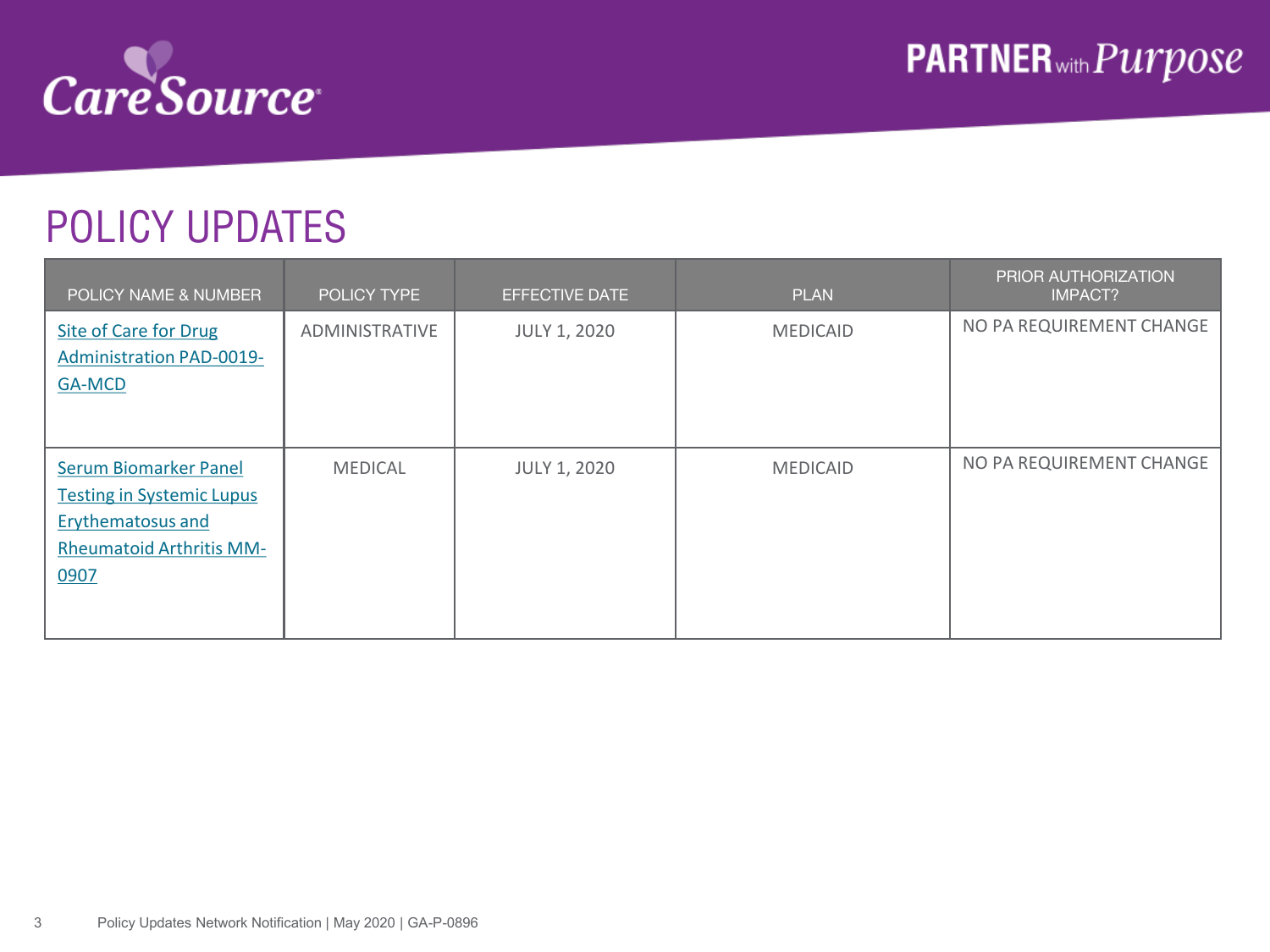# POLICY UPDATES

| POLICY NAME & NUMBER | POLICY TYPE | EFFECTIVE DATE | PLAN | PRIOR AUTHORIZATION IMPACT? |
|---|---|---|---|---|
| Site of Care for Drug Administration PAD-0019-GA-MCD | ADMINISTRATIVE | JULY 1, 2020 | MEDICAID | NO PA REQUIREMENT CHANGE |
| Serum Biomarker Panel Testing in Systemic Lupus Erythematosus and Rheumatoid Arthritis MM-0907 | MEDICAL | JULY 1, 2020 | MEDICAID | NO PA REQUIREMENT CHANGE |